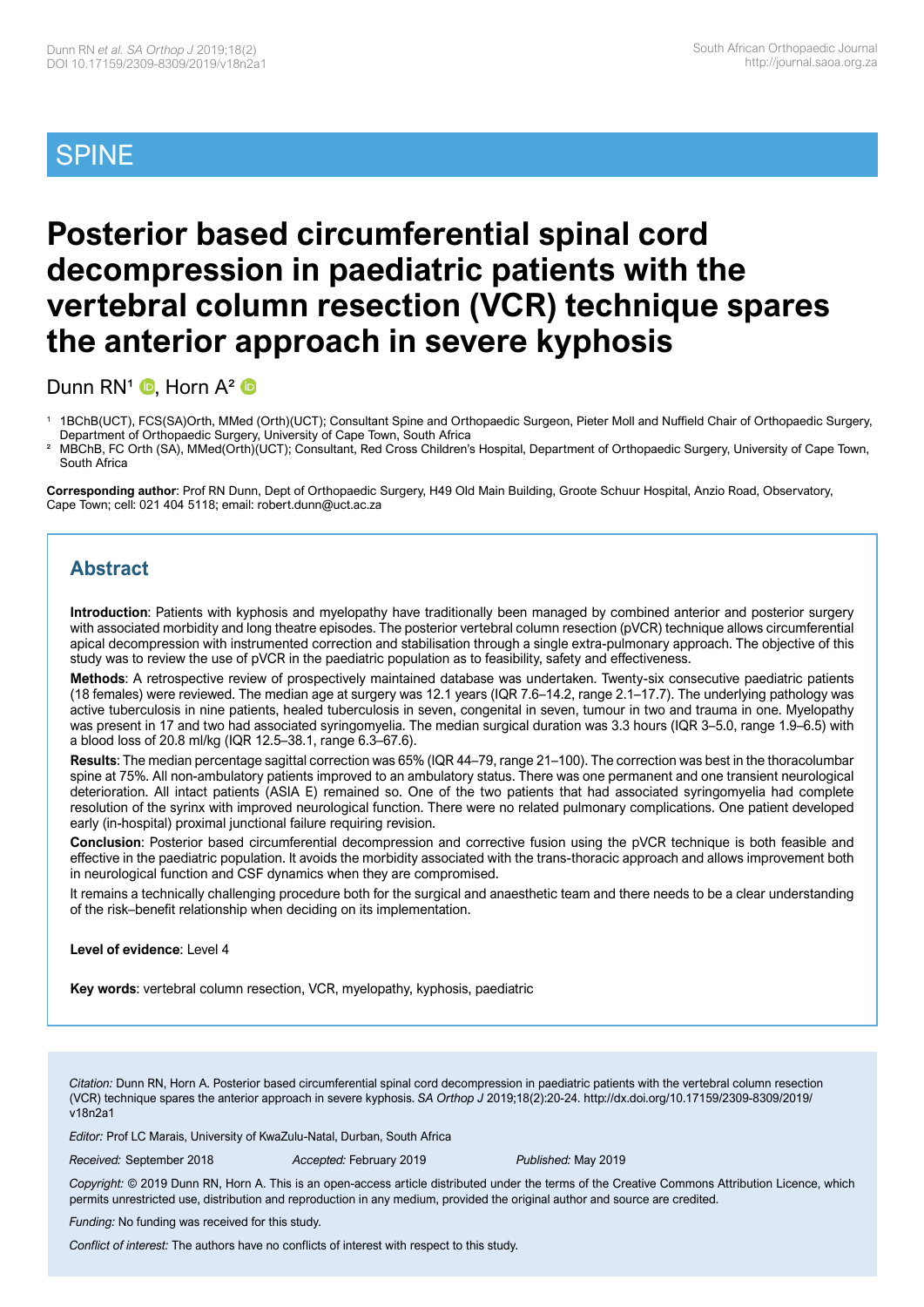# SPINE

# Posterior based circumferential spinal cord decompression in paediatric patients with the vertebral column resection (VCR) technique spares the anterior approach in severe kyphosis

Dunn RN[1], Horn A[2]

[1] 1BChB(UCT), FCS(SA)Orth, MMed (Orth)(UCT); Consultant Spine and Orthopaedic Surgeon, Pieter Moll and Nuffield Chair of Orthopaedic Surgery, Department of Orthopaedic Surgery, University of Cape Town, South Africa

[2] MBChB, FC Orth (SA), MMed(Orth)(UCT); Consultant, Red Cross Children's Hospital, Department of Orthopaedic Surgery, University of Cape Town, South Africa

**Corresponding author**: Prof RN Dunn, Dept of Orthopaedic Surgery, H49 Old Main Building, Groote Schuur Hospital, Anzio Road, Observatory, Cape Town; cell: 021 404 5118; email: robert.dunn@uct.ac.za

## Abstract

**Introduction**: Patients with kyphosis and myelopathy have traditionally been managed by combined anterior and posterior surgery with associated morbidity and long theatre episodes. The posterior vertebral column resection (pVCR) technique allows circumferential apical decompression with instrumented correction and stabilisation through a single extra-pulmonary approach. The objective of this study was to review the use of pVCR in the paediatric population as to feasibility, safety and effectiveness.

**Methods**: A retrospective review of prospectively maintained database was undertaken. Twenty-six consecutive paediatric patients (18 females) were reviewed. The median age at surgery was 12.1 years (IQR 7.6–14.2, range 2.1–17.7). The underlying pathology was active tuberculosis in nine patients, healed tuberculosis in seven, congenital in seven, tumour in two and trauma in one. Myelopathy was present in 17 and two had associated syringomyelia. The median surgical duration was 3.3 hours (IQR 3–5.0, range 1.9–6.5) with a blood loss of 20.8 ml/kg (IQR 12.5–38.1, range 6.3–67.6).

**Results**: The median percentage sagittal correction was 65% (IQR 44–79, range 21–100). The correction was best in the thoracolumbar spine at 75%. All non-ambulatory patients improved to an ambulatory status. There was one permanent and one transient neurological deterioration. All intact patients (ASIA E) remained so. One of the two patients that had associated syringomyelia had complete resolution of the syrinx with improved neurological function. There were no related pulmonary complications. One patient developed early (in-hospital) proximal junctional failure requiring revision.

**Conclusion**: Posterior based circumferential decompression and corrective fusion using the pVCR technique is both feasible and effective in the paediatric population. It avoids the morbidity associated with the trans-thoracic approach and allows improvement both in neurological function and CSF dynamics when they are compromised.

It remains a technically challenging procedure both for the surgical and anaesthetic team and there needs to be a clear understanding of the risk–benefit relationship when deciding on its implementation.

**Level of evidence**: Level 4

**Key words**: vertebral column resection, VCR, myelopathy, kyphosis, paediatric

*Citation:* Dunn RN, Horn A. Posterior based circumferential spinal cord decompression in paediatric patients with the vertebral column resection (VCR) technique spares the anterior approach in severe kyphosis. *SA Orthop J* 2019;18(2):20-24. http://dx.doi.org/10.17159/2309-8309/2019/v18n2a1

*Editor:* Prof LC Marais, University of KwaZulu-Natal, Durban, South Africa

*Received:* September 2018 *Accepted:* February 2019 *Published:* May 2019

*Copyright:* © 2019 Dunn RN, Horn A. This is an open-access article distributed under the terms of the Creative Commons Attribution Licence, which permits unrestricted use, distribution and reproduction in any medium, provided the original author and source are credited.

*Funding:* No funding was received for this study.

*Conflict of interest:* The authors have no conflicts of interest with respect to this study.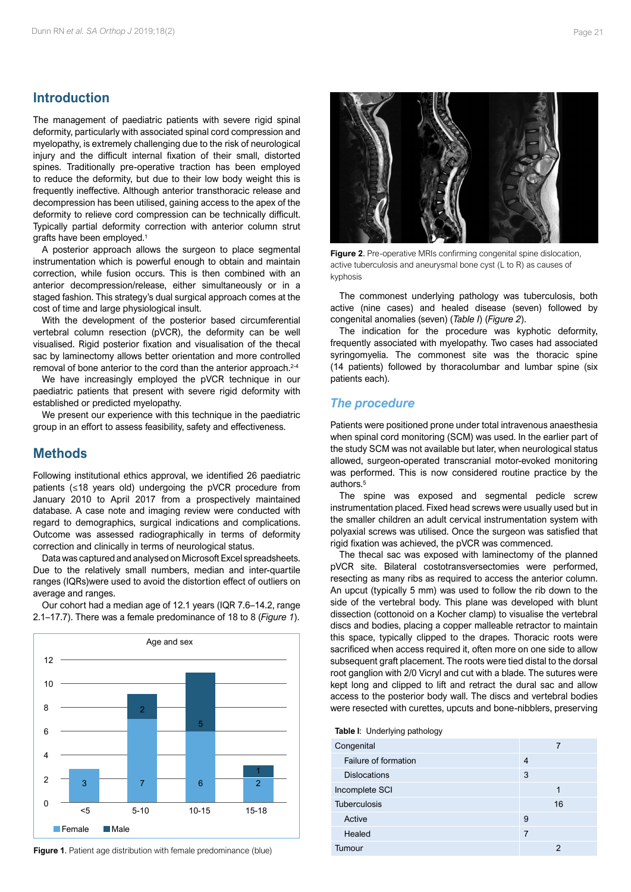## Introduction

The management of paediatric patients with severe rigid spinal deformity, particularly with associated spinal cord compression and myelopathy, is extremely challenging due to the risk of neurological injury and the difficult internal fixation of their small, distorted spines. Traditionally pre-operative traction has been employed to reduce the deformity, but due to their low body weight this is frequently ineffective. Although anterior transthoracic release and decompression has been utilised, gaining access to the apex of the deformity to relieve cord compression can be technically difficult. Typically partial deformity correction with anterior column strut grafts have been employed.[1]

A posterior approach allows the surgeon to place segmental instrumentation which is powerful enough to obtain and maintain correction, while fusion occurs. This is then combined with an anterior decompression/release, either simultaneously or in a staged fashion. This strategy's dual surgical approach comes at the cost of time and large physiological insult.

With the development of the posterior based circumferential vertebral column resection (pVCR), the deformity can be well visualised. Rigid posterior fixation and visualisation of the thecal sac by laminectomy allows better orientation and more controlled removal of bone anterior to the cord than the anterior approach.[2-4]

We have increasingly employed the pVCR technique in our paediatric patients that present with severe rigid deformity with established or predicted myelopathy.

We present our experience with this technique in the paediatric group in an effort to assess feasibility, safety and effectiveness.

## Methods

Following institutional ethics approval, we identified 26 paediatric patients (≤18 years old) undergoing the pVCR procedure from January 2010 to April 2017 from a prospectively maintained database. A case note and imaging review were conducted with regard to demographics, surgical indications and complications. Outcome was assessed radiographically in terms of deformity correction and clinically in terms of neurological status.

Data was captured and analysed on Microsoft Excel spreadsheets. Due to the relatively small numbers, median and inter-quartile ranges (IQRs)were used to avoid the distortion effect of outliers on average and ranges.

Our cohort had a median age of 12.1 years (IQR 7.6–14.2, range 2.1–17.7). There was a female predominance of 18 to 8 (*Figure 1*).

**Figure 1**. Patient age distribution with female predominance (blue)

**Figure 2**. Pre-operative MRIs confirming congenital spine dislocation, active tuberculosis and aneurysmal bone cyst (L to R) as causes of kyphosis

The commonest underlying pathology was tuberculosis, both active (nine cases) and healed disease (seven) followed by congenital anomalies (seven) (*Table I*) (*Figure 2*).

The indication for the procedure was kyphotic deformity, frequently associated with myelopathy. Two cases had associated syringomyelia. The commonest site was the thoracic spine (14 patients) followed by thoracolumbar and lumbar spine (six patients each).

### *The procedure*

Patients were positioned prone under total intravenous anaesthesia when spinal cord monitoring (SCM) was used. In the earlier part of the study SCM was not available but later, when neurological status allowed, surgeon-operated transcranial motor-evoked monitoring was performed. This is now considered routine practice by the authors.[5]

The spine was exposed and segmental pedicle screw instrumentation placed. Fixed head screws were usually used but in the smaller children an adult cervical instrumentation system with polyaxial screws was utilised. Once the surgeon was satisfied that rigid fixation was achieved, the pVCR was commenced.

The thecal sac was exposed with laminectomy of the planned pVCR site. Bilateral costotransversectomies were performed, resecting as many ribs as required to access the anterior column. An upcut (typically 5 mm) was used to follow the rib down to the side of the vertebral body. This plane was developed with blunt dissection (cottonoid on a Kocher clamp) to visualise the vertebral discs and bodies, placing a copper malleable retractor to maintain this space, typically clipped to the drapes. Thoracic roots were sacrificed when access required it, often more on one side to allow subsequent graft placement. The roots were tied distal to the dorsal root ganglion with 2/0 Vicryl and cut with a blade. The sutures were kept long and clipped to lift and retract the dural sac and allow access to the posterior body wall. The discs and vertebral bodies were resected with curettes, upcuts and bone-nibblers, preserving

**Table I**: Underlying pathology

| | | |
|---|---|---|
| Congenital | | 7 |
| Failure of formation | 4 | |
| Dislocations | 3 | |
| Incomplete SCI | | 1 |
| Tuberculosis | | 16 |
| Active | 9 | |
| Healed | 7 | |
| Tumour | | 2 |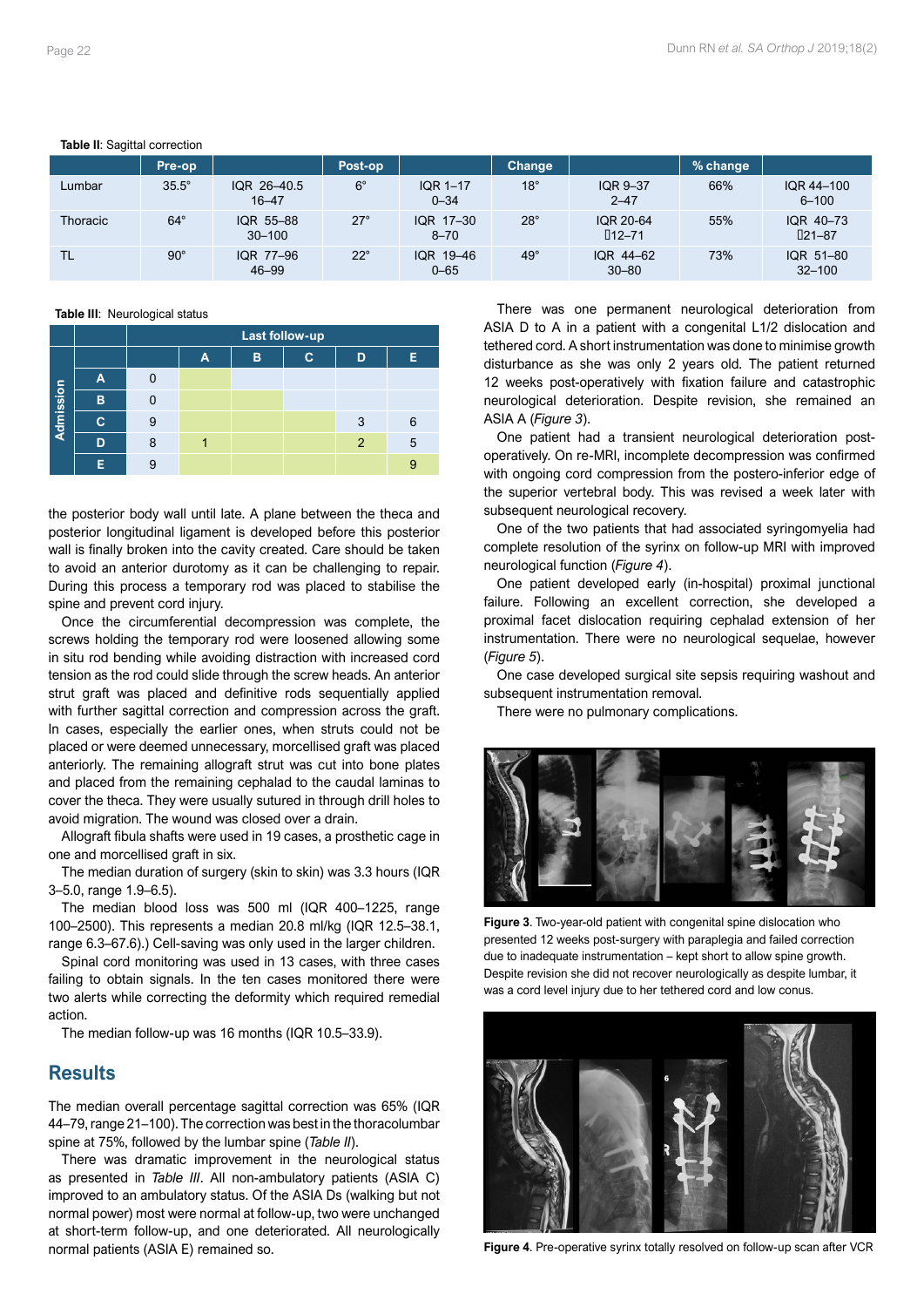**Table II**: Sagittal correction

| | Pre-op | | Post-op | | Change | | % change | |
|---|---|---|---|---|---|---|---|---|
| Lumbar | 35.5° | IQR 26–40.5<br>16–47 | 6° | IQR 1–17<br>0–34 | 18° | IQR 9–37<br>2–47 | 66% | IQR 44–100<br>6–100 |
| Thoracic | 64° | IQR 55–88<br>30–100 | 27° | IQR 17–30<br>8–70 | 28° | IQR 20-64<br>12–71 | 55% | IQR 40–73<br>21–87 |
| TL | 90° | IQR 77–96<br>46–99 | 22° | IQR 19–46<br>0–65 | 49° | IQR 44–62<br>30–80 | 73% | IQR 51–80<br>32–100 |

**Table III**: Neurological status

| | | | Last follow-up | | | | |
|---|---|---|---|---|---|---|---|
| | | | A | B | C | D | E |
| Admission | A | 0 | | | | | |
| | B | 0 | | | | | |
| | C | 9 | | | | 3 | 6 |
| | D | 8 | 1 | | | 2 | 5 |
| | E | 9 | | | | | 9 |

the posterior body wall until late. A plane between the theca and posterior longitudinal ligament is developed before this posterior wall is finally broken into the cavity created. Care should be taken to avoid an anterior durotomy as it can be challenging to repair. During this process a temporary rod was placed to stabilise the spine and prevent cord injury.

Once the circumferential decompression was complete, the screws holding the temporary rod were loosened allowing some in situ rod bending while avoiding distraction with increased cord tension as the rod could slide through the screw heads. An anterior strut graft was placed and definitive rods sequentially applied with further sagittal correction and compression across the graft. In cases, especially the earlier ones, when struts could not be placed or were deemed unnecessary, morcellised graft was placed anteriorly. The remaining allograft strut was cut into bone plates and placed from the remaining cephalad to the caudal laminas to cover the theca. They were usually sutured in through drill holes to avoid migration. The wound was closed over a drain.

Allograft fibula shafts were used in 19 cases, a prosthetic cage in one and morcellised graft in six.

The median duration of surgery (skin to skin) was 3.3 hours (IQR 3–5.0, range 1.9–6.5).

The median blood loss was 500 ml (IQR 400–1225, range 100–2500). This represents a median 20.8 ml/kg (IQR 12.5–38.1, range 6.3–67.6).) Cell-saving was only used in the larger children.

Spinal cord monitoring was used in 13 cases, with three cases failing to obtain signals. In the ten cases monitored there were two alerts while correcting the deformity which required remedial action.

The median follow-up was 16 months (IQR 10.5–33.9).

## Results

The median overall percentage sagittal correction was 65% (IQR 44–79, range 21–100). The correction was best in the thoracolumbar spine at 75%, followed by the lumbar spine (*Table II*).

There was dramatic improvement in the neurological status as presented in *Table III*. All non-ambulatory patients (ASIA C) improved to an ambulatory status. Of the ASIA Ds (walking but not normal power) most were normal at follow-up, two were unchanged at short-term follow-up, and one deteriorated. All neurologically normal patients (ASIA E) remained so.

There was one permanent neurological deterioration from ASIA D to A in a patient with a congenital L1/2 dislocation and tethered cord. A short instrumentation was done to minimise growth disturbance as she was only 2 years old. The patient returned 12 weeks post-operatively with fixation failure and catastrophic neurological deterioration. Despite revision, she remained an ASIA A (*Figure 3*).

One patient had a transient neurological deterioration post-operatively. On re-MRI, incomplete decompression was confirmed with ongoing cord compression from the postero-inferior edge of the superior vertebral body. This was revised a week later with subsequent neurological recovery.

One of the two patients that had associated syringomyelia had complete resolution of the syrinx on follow-up MRI with improved neurological function (*Figure 4*).

One patient developed early (in-hospital) proximal junctional failure. Following an excellent correction, she developed a proximal facet dislocation requiring cephalad extension of her instrumentation. There were no neurological sequelae, however (*Figure 5*).

One case developed surgical site sepsis requiring washout and subsequent instrumentation removal.

There were no pulmonary complications.

**Figure 3**. Two-year-old patient with congenital spine dislocation who presented 12 weeks post-surgery with paraplegia and failed correction due to inadequate instrumentation – kept short to allow spine growth. Despite revision she did not recover neurologically as despite lumbar, it was a cord level injury due to her tethered cord and low conus.

**Figure 4**. Pre-operative syrinx totally resolved on follow-up scan after VCR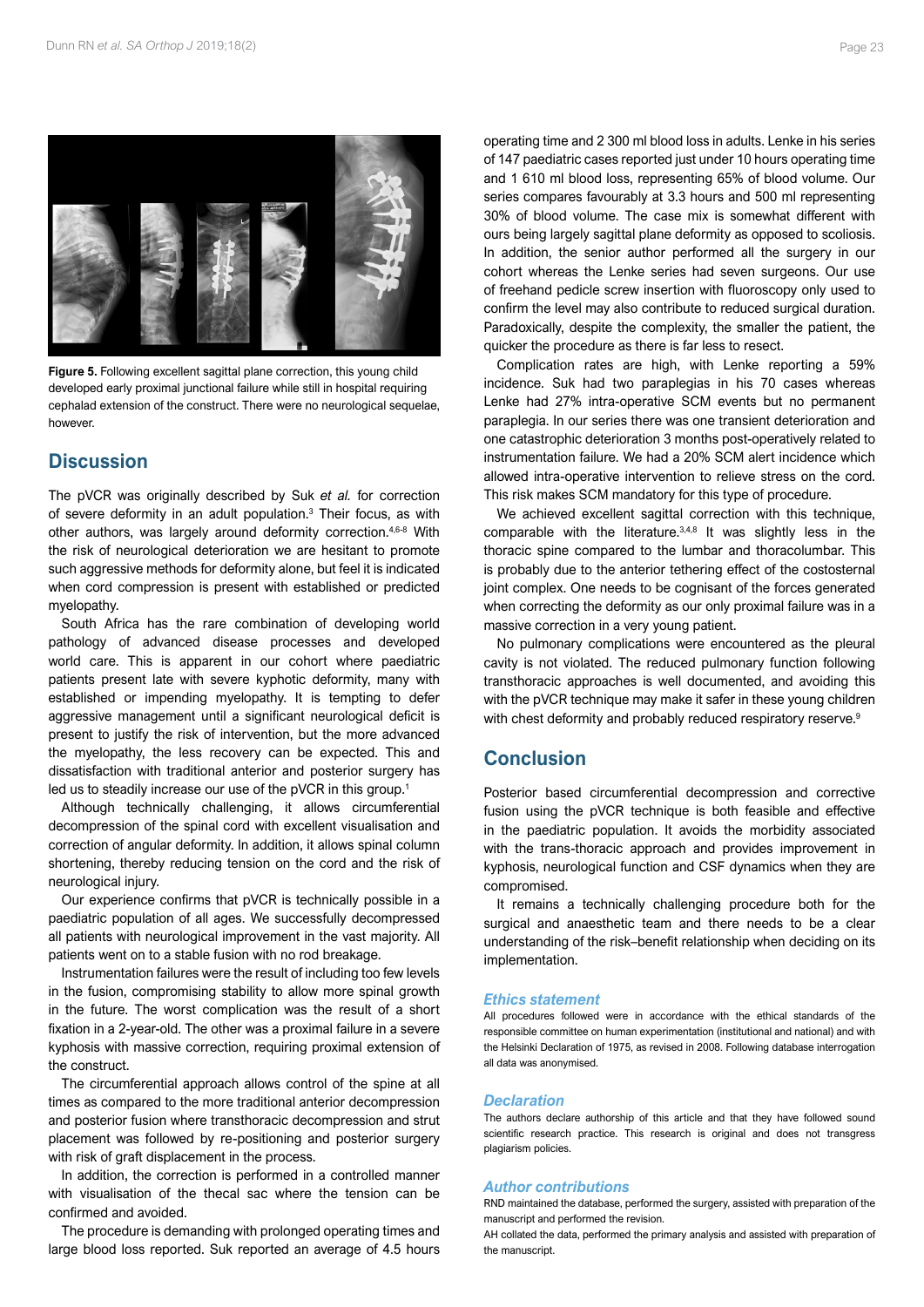**Figure 5.** Following excellent sagittal plane correction, this young child developed early proximal junctional failure while still in hospital requiring cephalad extension of the construct. There were no neurological sequelae, however.

## Discussion

The pVCR was originally described by Suk *et al.* for correction of severe deformity in an adult population.[3] Their focus, as with other authors, was largely around deformity correction.[4,6-8] With the risk of neurological deterioration we are hesitant to promote such aggressive methods for deformity alone, but feel it is indicated when cord compression is present with established or predicted myelopathy.

South Africa has the rare combination of developing world pathology of advanced disease processes and developed world care. This is apparent in our cohort where paediatric patients present late with severe kyphotic deformity, many with established or impending myelopathy. It is tempting to defer aggressive management until a significant neurological deficit is present to justify the risk of intervention, but the more advanced the myelopathy, the less recovery can be expected. This and dissatisfaction with traditional anterior and posterior surgery has led us to steadily increase our use of the pVCR in this group.[1]

Although technically challenging, it allows circumferential decompression of the spinal cord with excellent visualisation and correction of angular deformity. In addition, it allows spinal column shortening, thereby reducing tension on the cord and the risk of neurological injury.

Our experience confirms that pVCR is technically possible in a paediatric population of all ages. We successfully decompressed all patients with neurological improvement in the vast majority. All patients went on to a stable fusion with no rod breakage.

Instrumentation failures were the result of including too few levels in the fusion, compromising stability to allow more spinal growth in the future. The worst complication was the result of a short fixation in a 2-year-old. The other was a proximal failure in a severe kyphosis with massive correction, requiring proximal extension of the construct.

The circumferential approach allows control of the spine at all times as compared to the more traditional anterior decompression and posterior fusion where transthoracic decompression and strut placement was followed by re-positioning and posterior surgery with risk of graft displacement in the process.

In addition, the correction is performed in a controlled manner with visualisation of the thecal sac where the tension can be confirmed and avoided.

The procedure is demanding with prolonged operating times and large blood loss reported. Suk reported an average of 4.5 hours operating time and 2 300 ml blood loss in adults. Lenke in his series of 147 paediatric cases reported just under 10 hours operating time and 1 610 ml blood loss, representing 65% of blood volume. Our series compares favourably at 3.3 hours and 500 ml representing 30% of blood volume. The case mix is somewhat different with ours being largely sagittal plane deformity as opposed to scoliosis. In addition, the senior author performed all the surgery in our cohort whereas the Lenke series had seven surgeons. Our use of freehand pedicle screw insertion with fluoroscopy only used to confirm the level may also contribute to reduced surgical duration. Paradoxically, despite the complexity, the smaller the patient, the quicker the procedure as there is far less to resect.

Complication rates are high, with Lenke reporting a 59% incidence. Suk had two paraplegias in his 70 cases whereas Lenke had 27% intra-operative SCM events but no permanent paraplegia. In our series there was one transient deterioration and one catastrophic deterioration 3 months post-operatively related to instrumentation failure. We had a 20% SCM alert incidence which allowed intra-operative intervention to relieve stress on the cord. This risk makes SCM mandatory for this type of procedure.

We achieved excellent sagittal correction with this technique, comparable with the literature.[3,4,8] It was slightly less in the thoracic spine compared to the lumbar and thoracolumbar. This is probably due to the anterior tethering effect of the costosternal joint complex. One needs to be cognisant of the forces generated when correcting the deformity as our only proximal failure was in a massive correction in a very young patient.

No pulmonary complications were encountered as the pleural cavity is not violated. The reduced pulmonary function following transthoracic approaches is well documented, and avoiding this with the pVCR technique may make it safer in these young children with chest deformity and probably reduced respiratory reserve.[9]

## Conclusion

Posterior based circumferential decompression and corrective fusion using the pVCR technique is both feasible and effective in the paediatric population. It avoids the morbidity associated with the trans-thoracic approach and provides improvement in kyphosis, neurological function and CSF dynamics when they are compromised.

It remains a technically challenging procedure both for the surgical and anaesthetic team and there needs to be a clear understanding of the risk–benefit relationship when deciding on its implementation.

### *Ethics statement*

All procedures followed were in accordance with the ethical standards of the responsible committee on human experimentation (institutional and national) and with the Helsinki Declaration of 1975, as revised in 2008. Following database interrogation all data was anonymised.

### *Declaration*

The authors declare authorship of this article and that they have followed sound scientific research practice. This research is original and does not transgress plagiarism policies.

### *Author contributions*

RND maintained the database, performed the surgery, assisted with preparation of the manuscript and performed the revision.

AH collated the data, performed the primary analysis and assisted with preparation of the manuscript.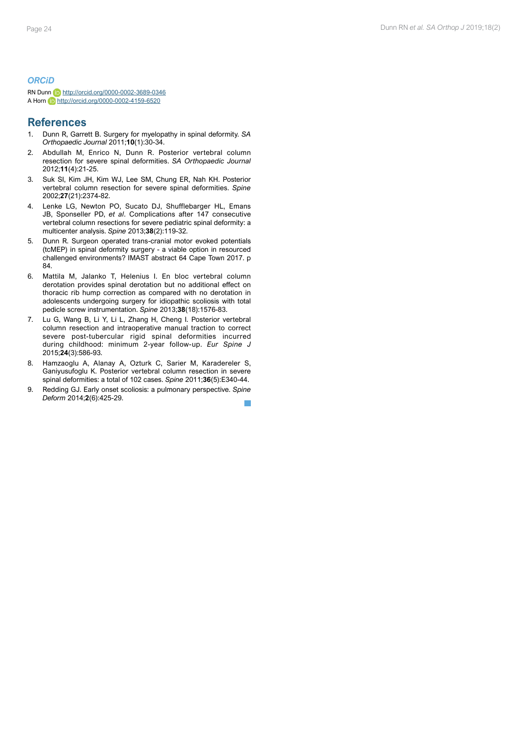### ORCiD

RN Dunn http://orcid.org/0000-0002-3689-0346
A Horn http://orcid.org/0000-0002-4159-6520

## References

1. Dunn R, Garrett B. Surgery for myelopathy in spinal deformity. *SA Orthopaedic Journal* 2011;**10**(1):30-34.
2. Abdullah M, Enrico N, Dunn R. Posterior vertebral column resection for severe spinal deformities. *SA Orthopaedic Journal* 2012;**11**(4):21-25.
3. Suk SI, Kim JH, Kim WJ, Lee SM, Chung ER, Nah KH. Posterior vertebral column resection for severe spinal deformities. *Spine* 2002;**27**(21):2374-82.
4. Lenke LG, Newton PO, Sucato DJ, Shufflebarger HL, Emans JB, Sponseller PD, *et al*. Complications after 147 consecutive vertebral column resections for severe pediatric spinal deformity: a multicenter analysis. *Spine* 2013;**38**(2):119-32.
5. Dunn R. Surgeon operated trans-cranial motor evoked potentials (tcMEP) in spinal deformity surgery - a viable option in resourced challenged environments? IMAST abstract 64 Cape Town 2017. p 84.
6. Mattila M, Jalanko T, Helenius I. En bloc vertebral column derotation provides spinal derotation but no additional effect on thoracic rib hump correction as compared with no derotation in adolescents undergoing surgery for idiopathic scoliosis with total pedicle screw instrumentation. *Spine* 2013;**38**(18):1576-83.
7. Lu G, Wang B, Li Y, Li L, Zhang H, Cheng I. Posterior vertebral column resection and intraoperative manual traction to correct severe post-tubercular rigid spinal deformities incurred during childhood: minimum 2-year follow-up. *Eur Spine J* 2015;**24**(3):586-93.
8. Hamzaoglu A, Alanay A, Ozturk C, Sarier M, Karadereler S, Ganiyusufoglu K. Posterior vertebral column resection in severe spinal deformities: a total of 102 cases. *Spine* 2011;**36**(5):E340-44.
9. Redding GJ. Early onset scoliosis: a pulmonary perspective. *Spine Deform* 2014;**2**(6):425-29.